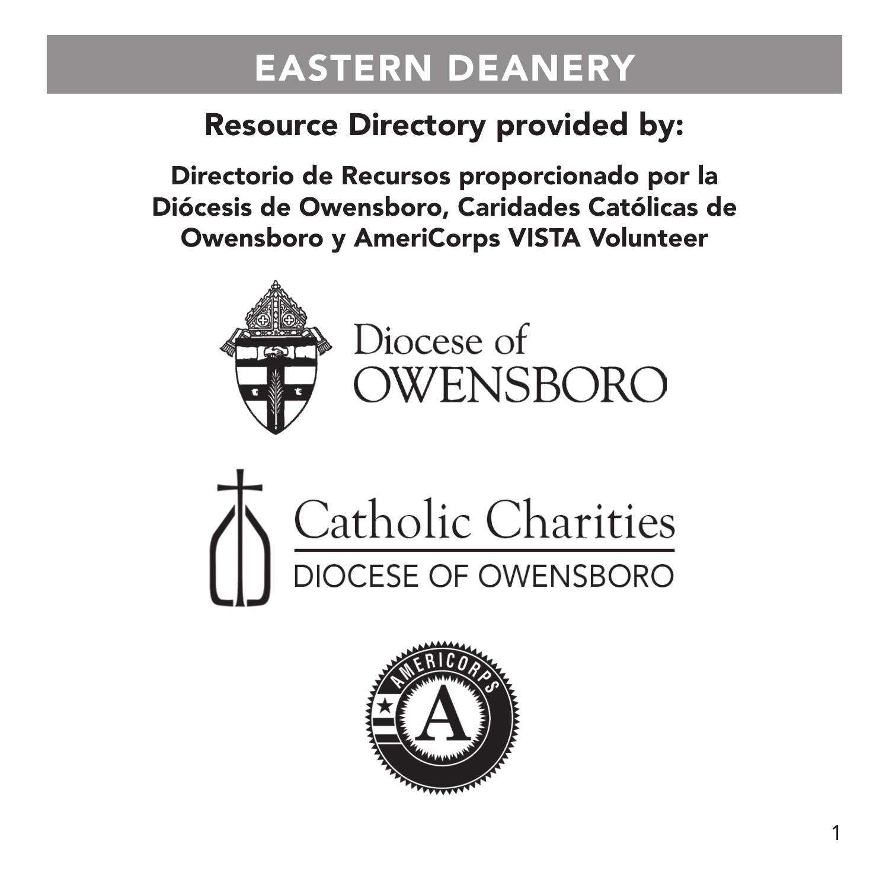# EASTERN DEANERY

## Resource Directory provided by:

**Directorio de Recursos proporcionado por la Diócesis de Owensboro, Caridades Católicas de Owensboro y AmeriCorps VISTA Volunteer**

Diocese of OWENSBORO

Catholic Charities

DIOCESE OF OWENSBORO

AMERICORPS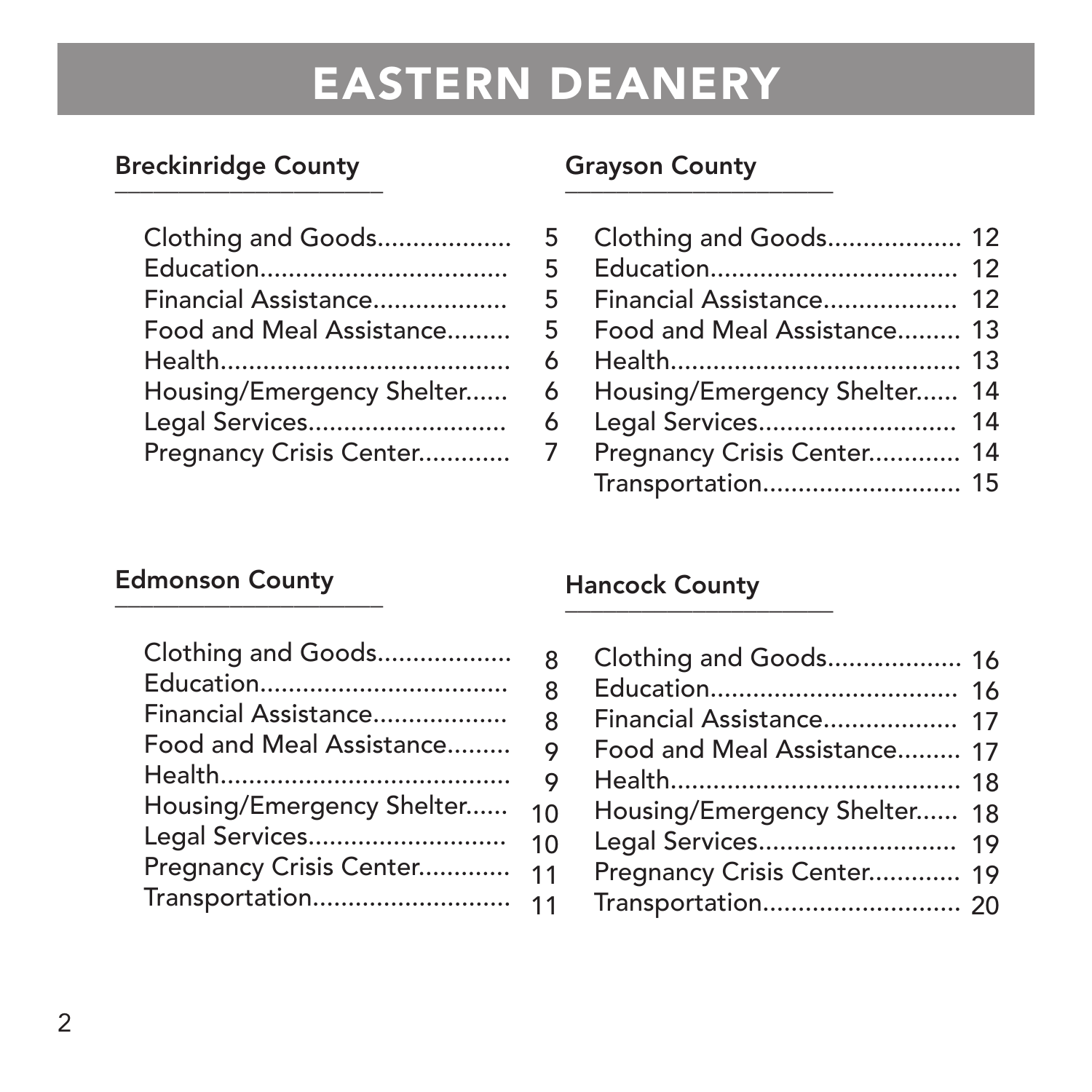# EASTERN DEANERY

## Breckinridge County

| | |
|---|---|
| Clothing and Goods | 5 |
| Education | 5 |
| Financial Assistance | 5 |
| Food and Meal Assistance | 5 |
| Health | 6 |
| Housing/Emergency Shelter | 6 |
| Legal Services | 6 |
| Pregnancy Crisis Center | 7 |

## Edmonson County

| | |
|---|---|
| Clothing and Goods | 8 |
| Education | 8 |
| Financial Assistance | 8 |
| Food and Meal Assistance | 9 |
| Health | 9 |
| Housing/Emergency Shelter | 10 |
| Legal Services | 10 |
| Pregnancy Crisis Center | 11 |
| Transportation | 11 |

## Grayson County

| | |
|---|---|
| Clothing and Goods | 12 |
| Education | 12 |
| Financial Assistance | 12 |
| Food and Meal Assistance | 13 |
| Health | 13 |
| Housing/Emergency Shelter | 14 |
| Legal Services | 14 |
| Pregnancy Crisis Center | 14 |
| Transportation | 15 |

## Hancock County

| | |
|---|---|
| Clothing and Goods | 16 |
| Education | 16 |
| Financial Assistance | 17 |
| Food and Meal Assistance | 17 |
| Health | 18 |
| Housing/Emergency Shelter | 18 |
| Legal Services | 19 |
| Pregnancy Crisis Center | 19 |
| Transportation | 20 |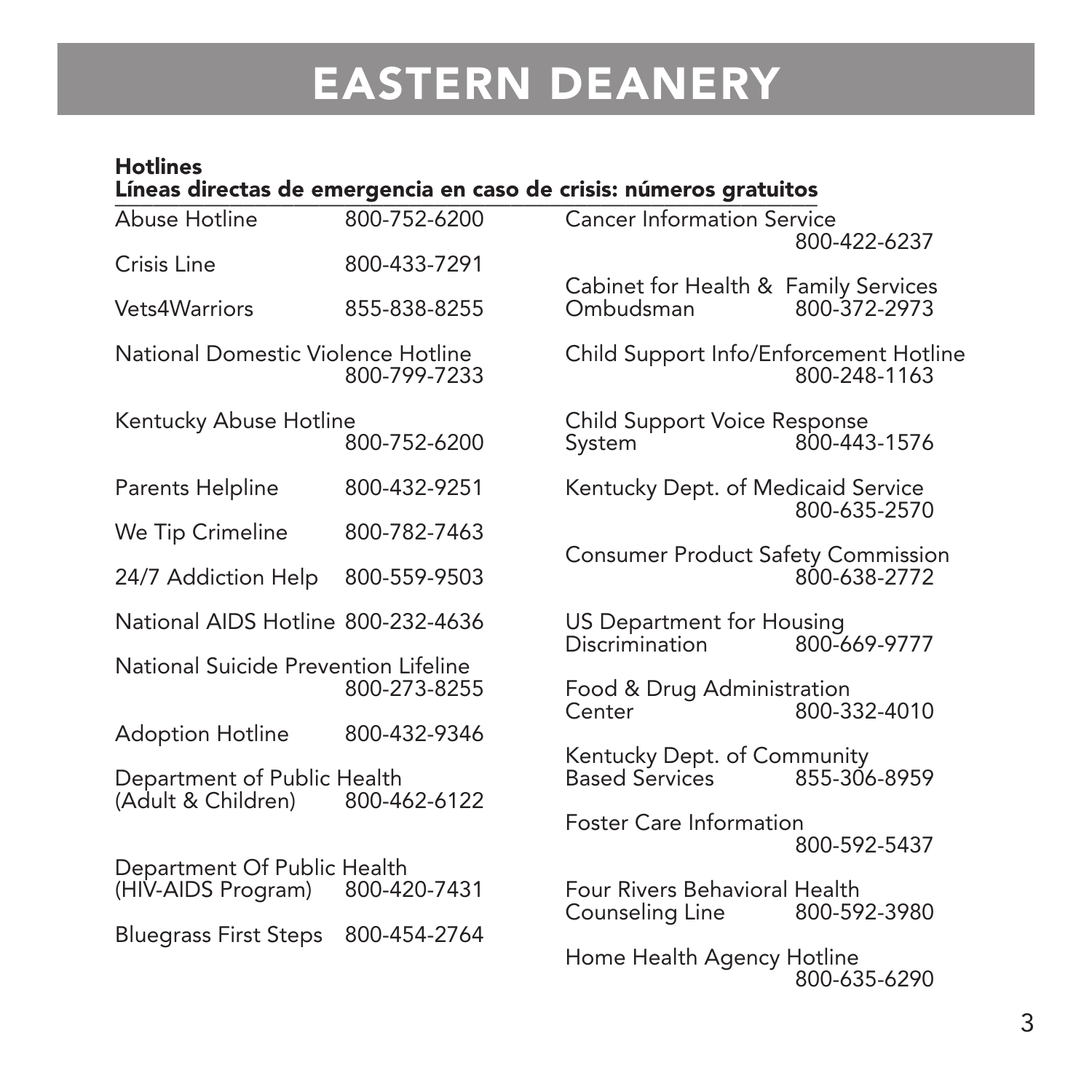# EASTERN DEANERY

**Hotlines**
**Líneas directas de emergencia en caso de crisis: números gratuitos**

| Hotline | Number |
|---|---|
| Abuse Hotline | 800-752-6200 |
| Crisis Line | 800-433-7291 |
| Vets4Warriors | 855-838-8255 |
| National Domestic Violence Hotline | 800-799-7233 |
| Kentucky Abuse Hotline | 800-752-6200 |
| Parents Helpline | 800-432-9251 |
| We Tip Crimeline | 800-782-7463 |
| 24/7 Addiction Help | 800-559-9503 |
| National AIDS Hotline | 800-232-4636 |
| National Suicide Prevention Lifeline | 800-273-8255 |
| Adoption Hotline | 800-432-9346 |
| Department of Public Health (Adult & Children) | 800-462-6122 |
| Department Of Public Health (HIV-AIDS Program) | 800-420-7431 |
| Bluegrass First Steps | 800-454-2764 |
| Cancer Information Service | 800-422-6237 |
| Cabinet for Health & Family Services Ombudsman | 800-372-2973 |
| Child Support Info/Enforcement Hotline | 800-248-1163 |
| Child Support Voice Response System | 800-443-1576 |
| Kentucky Dept. of Medicaid Service | 800-635-2570 |
| Consumer Product Safety Commission | 800-638-2772 |
| US Department for Housing Discrimination | 800-669-9777 |
| Food & Drug Administration Center | 800-332-4010 |
| Kentucky Dept. of Community Based Services | 855-306-8959 |
| Foster Care Information | 800-592-5437 |
| Four Rivers Behavioral Health Counseling Line | 800-592-3980 |
| Home Health Agency Hotline | 800-635-6290 |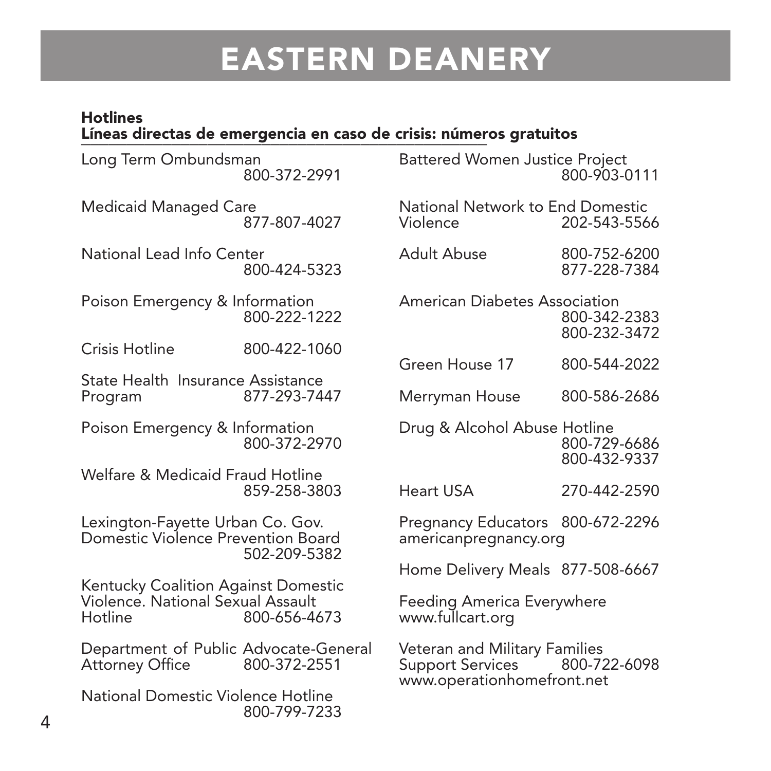# EASTERN DEANERY

**Hotlines**
**Líneas directas de emergencia en caso de crisis: números gratuitos**

Long Term Ombundsman
800-372-2991

Medicaid Managed Care
877-807-4027

National Lead Info Center
800-424-5323

Poison Emergency & Information
800-222-1222

Crisis Hotline 800-422-1060

State Health Insurance Assistance Program 877-293-7447

Poison Emergency & Information
800-372-2970

Welfare & Medicaid Fraud Hotline
859-258-3803

Lexington-Fayette Urban Co. Gov. Domestic Violence Prevention Board
502-209-5382

Kentucky Coalition Against Domestic Violence. National Sexual Assault Hotline 800-656-4673

Department of Public Advocate-General Attorney Office 800-372-2551

National Domestic Violence Hotline
800-799-7233

Battered Women Justice Project
800-903-0111

National Network to End Domestic Violence 202-543-5566

Adult Abuse 800-752-6200
877-228-7384

American Diabetes Association
800-342-2383
800-232-3472

Green House 17 800-544-2022

Merryman House 800-586-2686

Drug & Alcohol Abuse Hotline
800-729-6686
800-432-9337

Heart USA 270-442-2590

Pregnancy Educators 800-672-2296
americanpregnancy.org

Home Delivery Meals 877-508-6667

Feeding America Everywhere
www.fullcart.org

Veteran and Military Families Support Services 800-722-6098
www.operationhomefront.net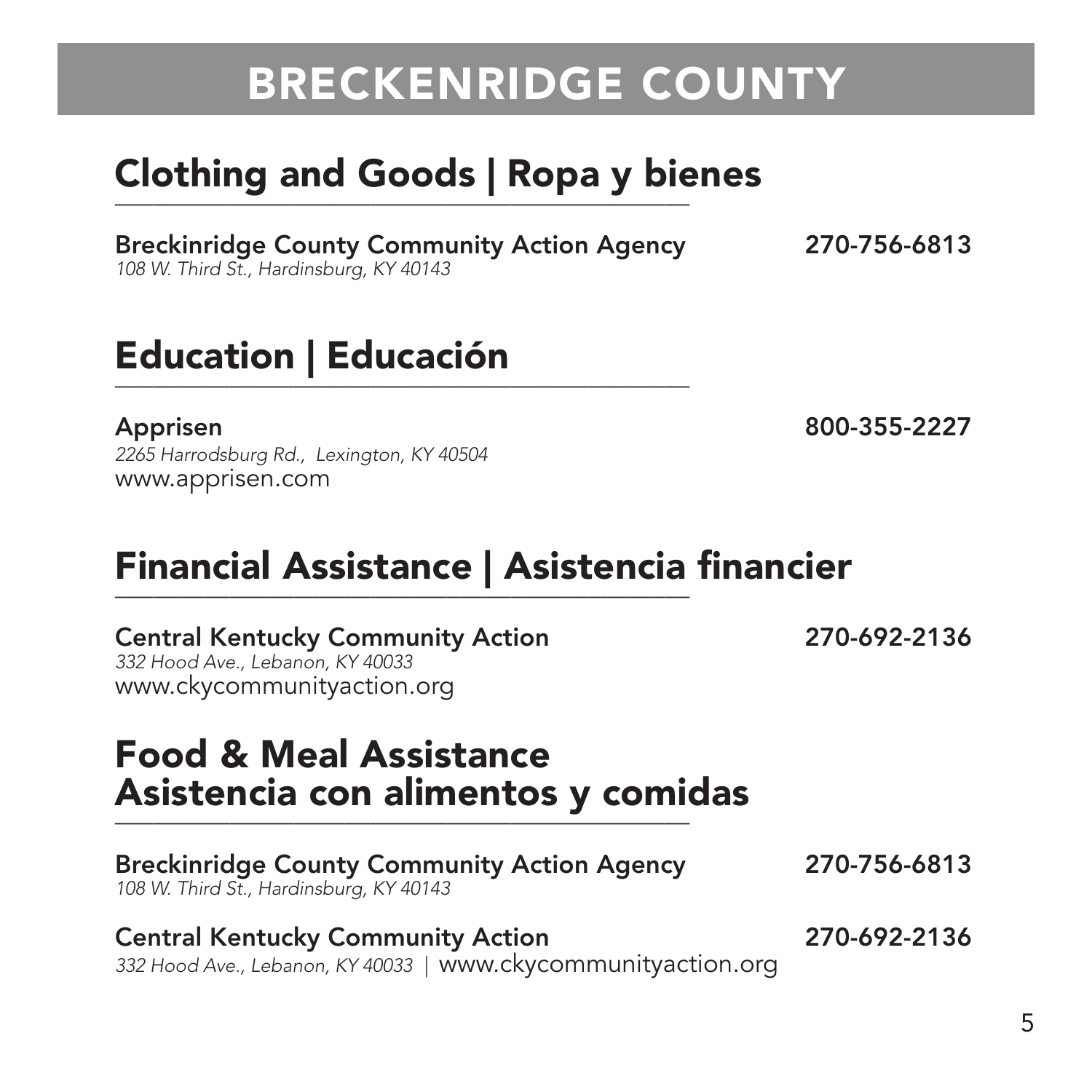# BRECKENRIDGE COUNTY

## Clothing and Goods | Ropa y bienes

**Breckinridge County Community Action Agency** **270-756-6813**
*108 W. Third St., Hardinsburg, KY 40143*

## Education | Educación

**Apprisen** **800-355-2227**
*2265 Harrodsburg Rd., Lexington, KY 40504*
www.apprisen.com

## Financial Assistance | Asistencia financier

**Central Kentucky Community Action** **270-692-2136**
*332 Hood Ave., Lebanon, KY 40033*
www.ckycommunityaction.org

## Food & Meal Assistance
## Asistencia con alimentos y comidas

**Breckinridge County Community Action Agency** **270-756-6813**
*108 W. Third St., Hardinsburg, KY 40143*

**Central Kentucky Community Action** **270-692-2136**
*332 Hood Ave., Lebanon, KY 40033* | www.ckycommunityaction.org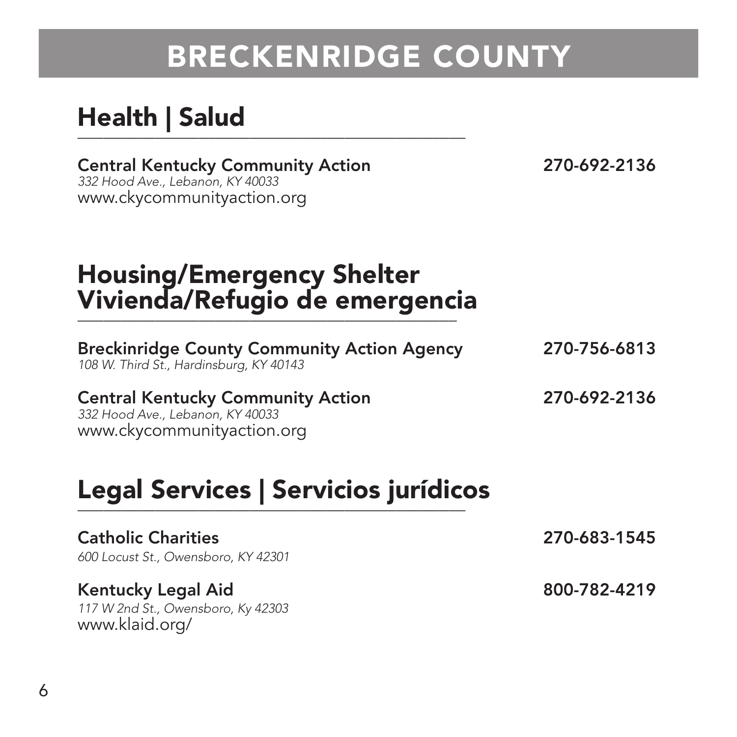# BRECKENRIDGE COUNTY

## Health | Salud

**Central Kentucky Community Action** — **270-692-2136**
*332 Hood Ave., Lebanon, KY 40033*
www.ckycommunityaction.org

## Housing/Emergency Shelter Vivienda/Refugio de emergencia

**Breckinridge County Community Action Agency** — **270-756-6813**
*108 W. Third St., Hardinsburg, KY 40143*

**Central Kentucky Community Action** — **270-692-2136**
*332 Hood Ave., Lebanon, KY 40033*
www.ckycommunityaction.org

## Legal Services | Servicios jurídicos

**Catholic Charities** — **270-683-1545**
*600 Locust St., Owensboro, KY 42301*

**Kentucky Legal Aid** — **800-782-4219**
*117 W 2nd St., Owensboro, Ky 42303*
www.klaid.org/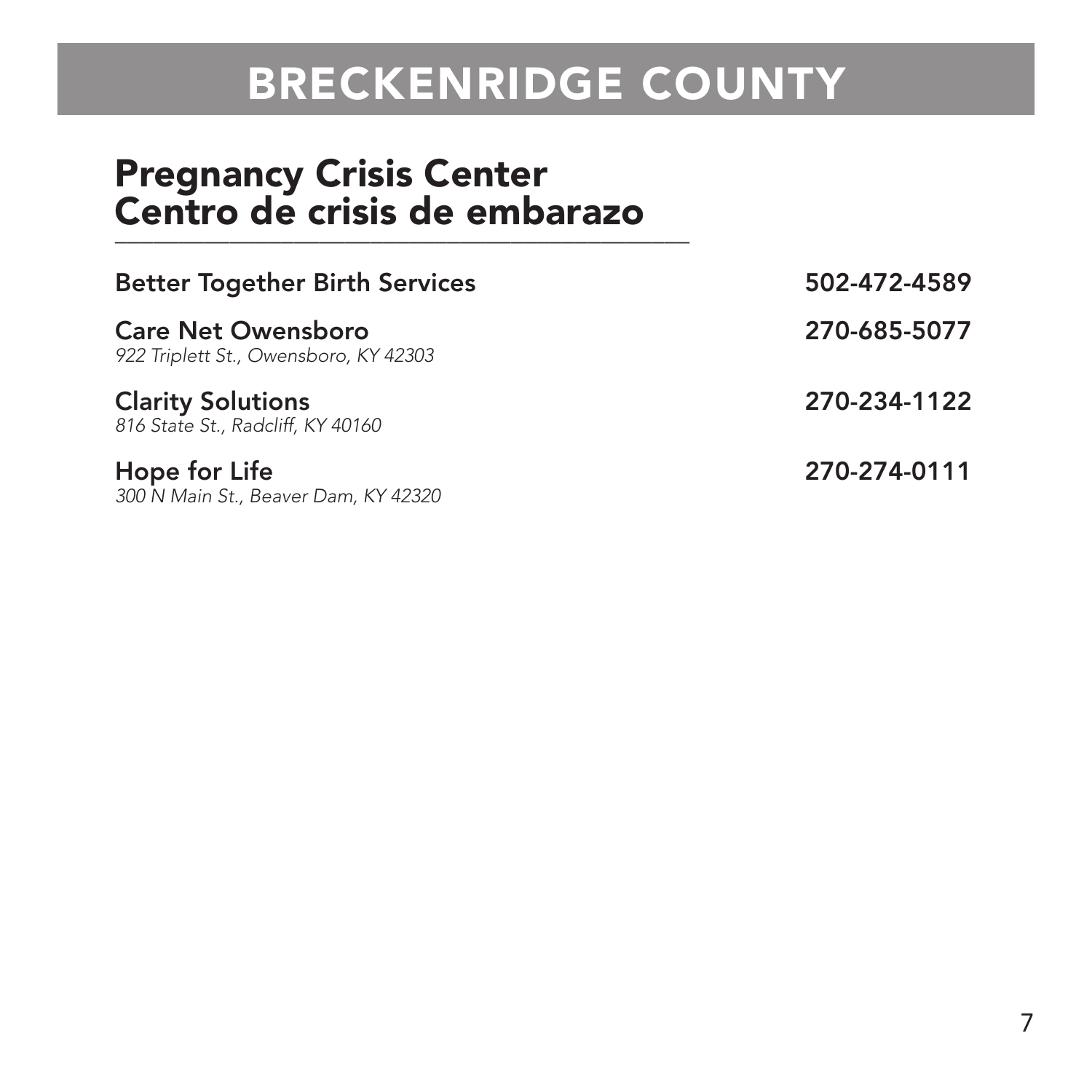# BRECKENRIDGE COUNTY

## Pregnancy Crisis Center
## Centro de crisis de embarazo

**Better Together Birth Services** — **502-472-4589**

**Care Net Owensboro** — **270-685-5077**
*922 Triplett St., Owensboro, KY 42303*

**Clarity Solutions** — **270-234-1122**
*816 State St., Radcliff, KY 40160*

**Hope for Life** — **270-274-0111**
*300 N Main St., Beaver Dam, KY 42320*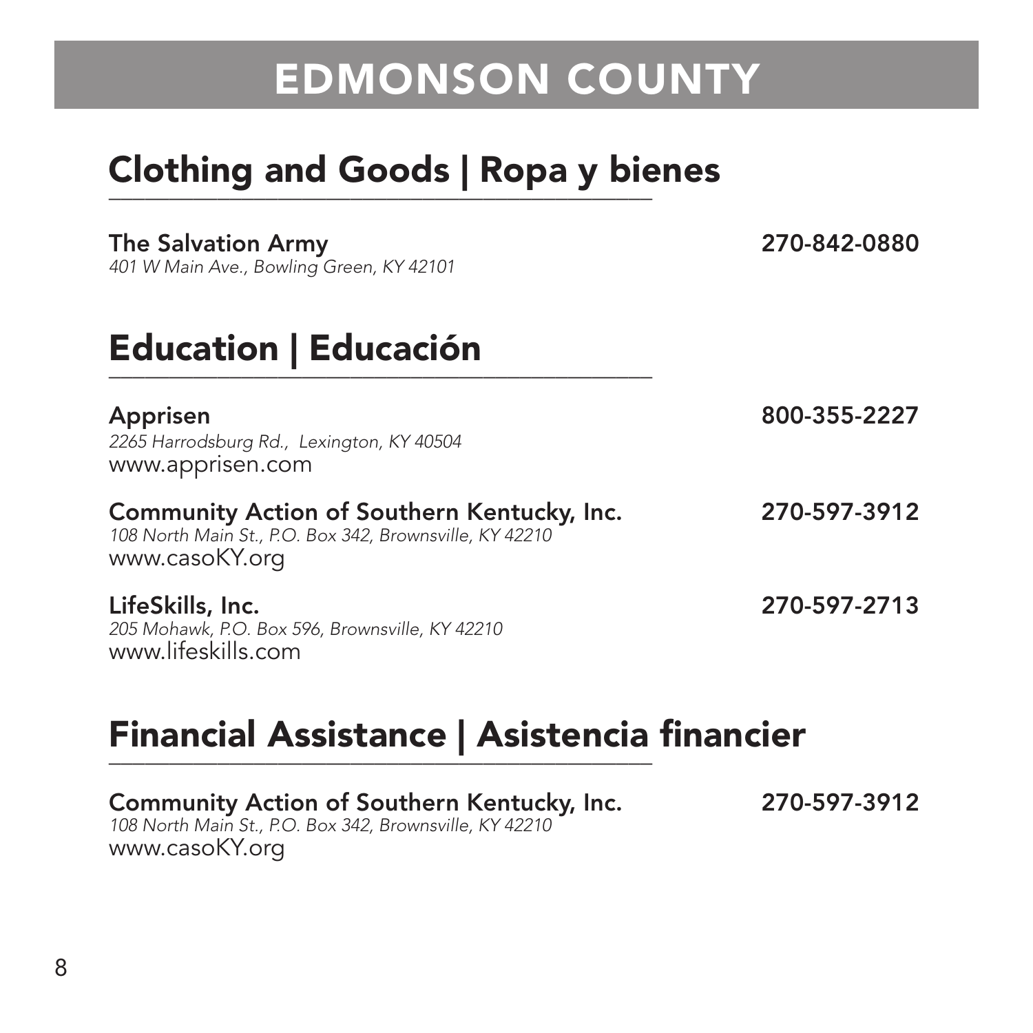# EDMONSON COUNTY

## Clothing and Goods | Ropa y bienes

**The Salvation Army** **270-842-0880**
*401 W Main Ave., Bowling Green, KY 42101*

## Education | Educación

**Apprisen** **800-355-2227**
*2265 Harrodsburg Rd., Lexington, KY 40504*
www.apprisen.com

**Community Action of Southern Kentucky, Inc.** **270-597-3912**
*108 North Main St., P.O. Box 342, Brownsville, KY 42210*
www.casoKY.org

**LifeSkills, Inc.** **270-597-2713**
*205 Mohawk, P.O. Box 596, Brownsville, KY 42210*
www.lifeskills.com

## Financial Assistance | Asistencia financier

**Community Action of Southern Kentucky, Inc.** **270-597-3912**
*108 North Main St., P.O. Box 342, Brownsville, KY 42210*
www.casoKY.org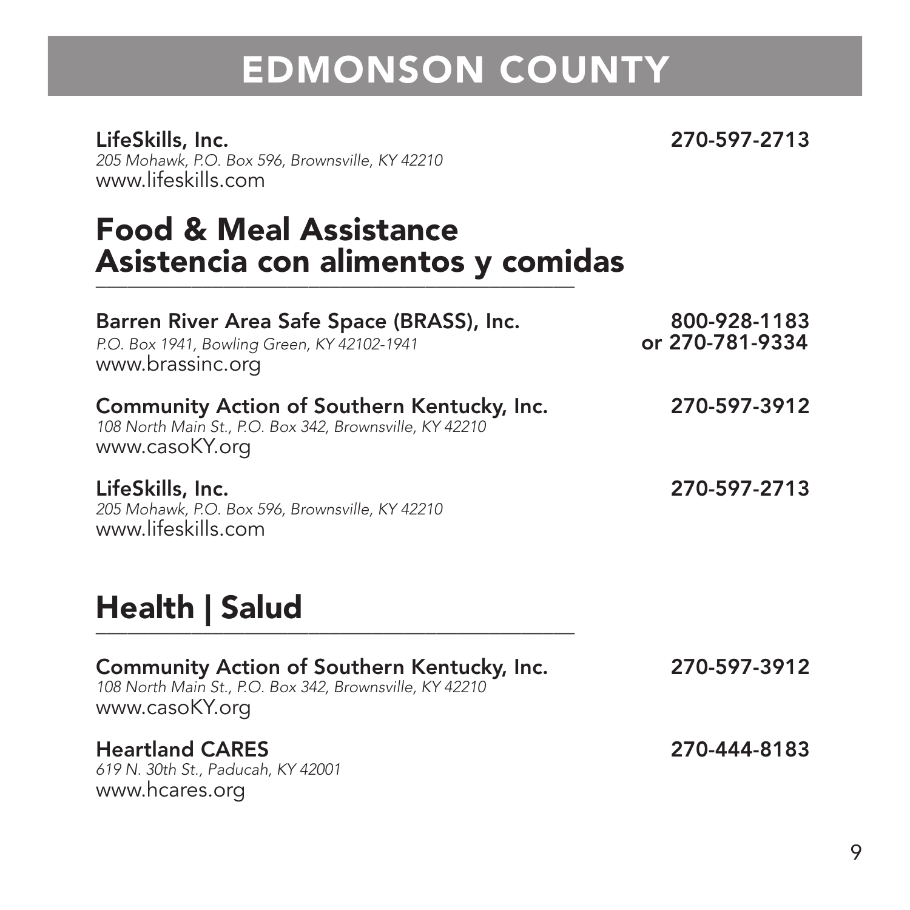# EDMONSON COUNTY

**LifeSkills, Inc.** **270-597-2713**
*205 Mohawk, P.O. Box 596, Brownsville, KY 42210*
www.lifeskills.com

## Food & Meal Assistance
## Asistencia con alimentos y comidas

**Barren River Area Safe Space (BRASS), Inc.** **800-928-1183 or 270-781-9334**
*P.O. Box 1941, Bowling Green, KY 42102-1941*
www.brassinc.org

**Community Action of Southern Kentucky, Inc.** **270-597-3912**
*108 North Main St., P.O. Box 342, Brownsville, KY 42210*
www.casoKY.org

**LifeSkills, Inc.** **270-597-2713**
*205 Mohawk, P.O. Box 596, Brownsville, KY 42210*
www.lifeskills.com

## Health | Salud

**Community Action of Southern Kentucky, Inc.** **270-597-3912**
*108 North Main St., P.O. Box 342, Brownsville, KY 42210*
www.casoKY.org

**Heartland CARES** **270-444-8183**
*619 N. 30th St., Paducah, KY 42001*
www.hcares.org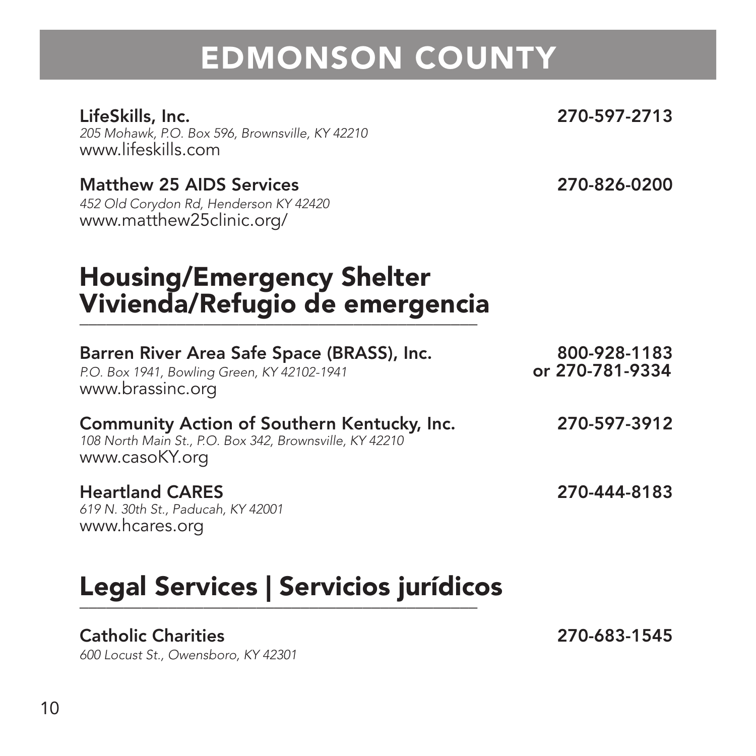# EDMONSON COUNTY

**LifeSkills, Inc.** **270-597-2713**
*205 Mohawk, P.O. Box 596, Brownsville, KY 42210*
www.lifeskills.com

**Matthew 25 AIDS Services** **270-826-0200**
*452 Old Corydon Rd, Henderson KY 42420*
www.matthew25clinic.org/

## Housing/Emergency Shelter Vivienda/Refugio de emergencia

**Barren River Area Safe Space (BRASS), Inc.** **800-928-1183 or 270-781-9334**
*P.O. Box 1941, Bowling Green, KY 42102-1941*
www.brassinc.org

**Community Action of Southern Kentucky, Inc.** **270-597-3912**
*108 North Main St., P.O. Box 342, Brownsville, KY 42210*
www.casoKY.org

**Heartland CARES** **270-444-8183**
*619 N. 30th St., Paducah, KY 42001*
www.hcares.org

## Legal Services | Servicios jurídicos

**Catholic Charities** **270-683-1545**
*600 Locust St., Owensboro, KY 42301*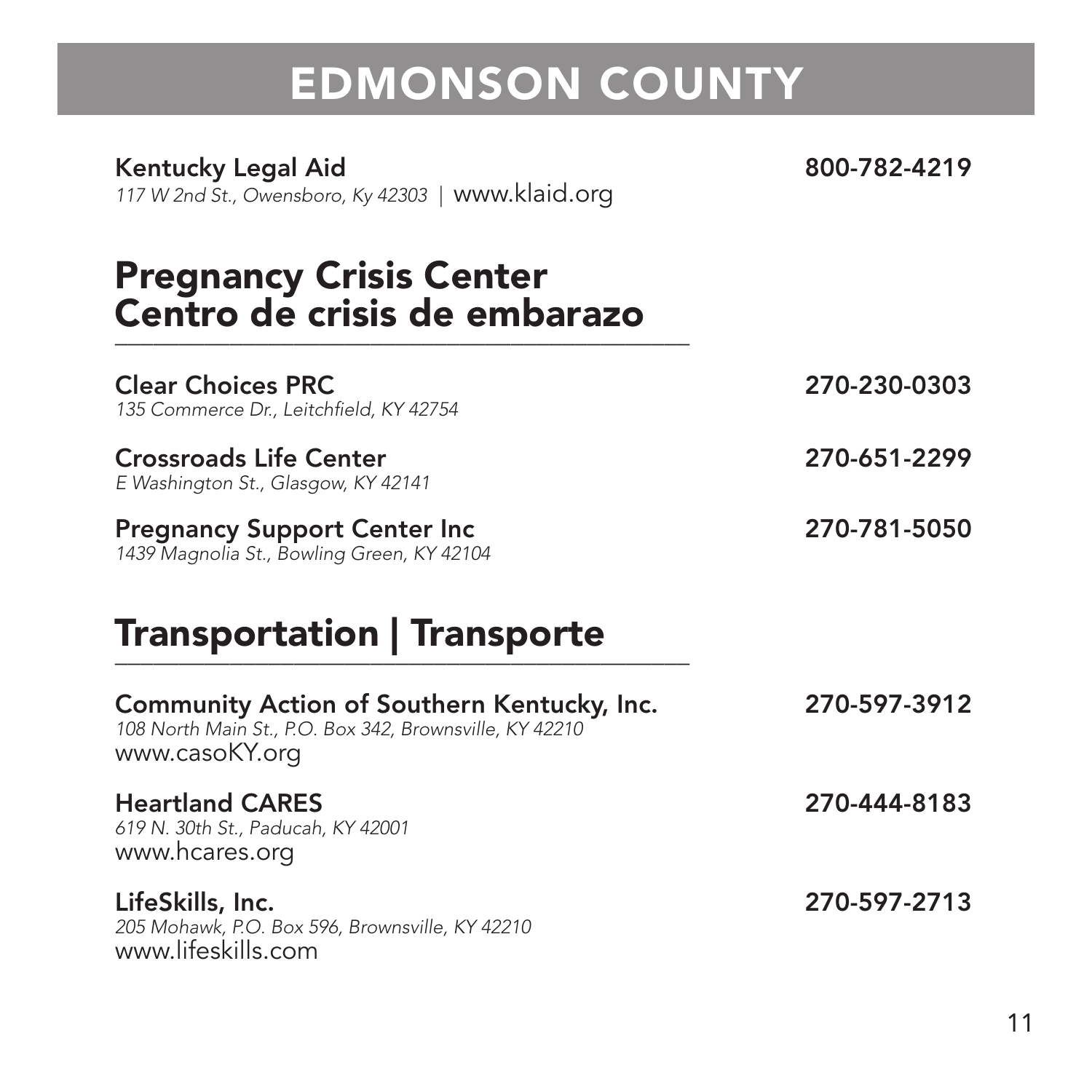# EDMONSON COUNTY

**Kentucky Legal Aid** 800-782-4219
*117 W 2nd St., Owensboro, Ky 42303* | www.klaid.org

## Pregnancy Crisis Center
## Centro de crisis de embarazo

**Clear Choices PRC** 270-230-0303
*135 Commerce Dr., Leitchfield, KY 42754*

**Crossroads Life Center** 270-651-2299
*E Washington St., Glasgow, KY 42141*

**Pregnancy Support Center Inc** 270-781-5050
*1439 Magnolia St., Bowling Green, KY 42104*

## Transportation | Transporte

**Community Action of Southern Kentucky, Inc.** 270-597-3912
*108 North Main St., P.O. Box 342, Brownsville, KY 42210*
www.casoKY.org

**Heartland CARES** 270-444-8183
*619 N. 30th St., Paducah, KY 42001*
www.hcares.org

**LifeSkills, Inc.** 270-597-2713
*205 Mohawk, P.O. Box 596, Brownsville, KY 42210*
www.lifeskills.com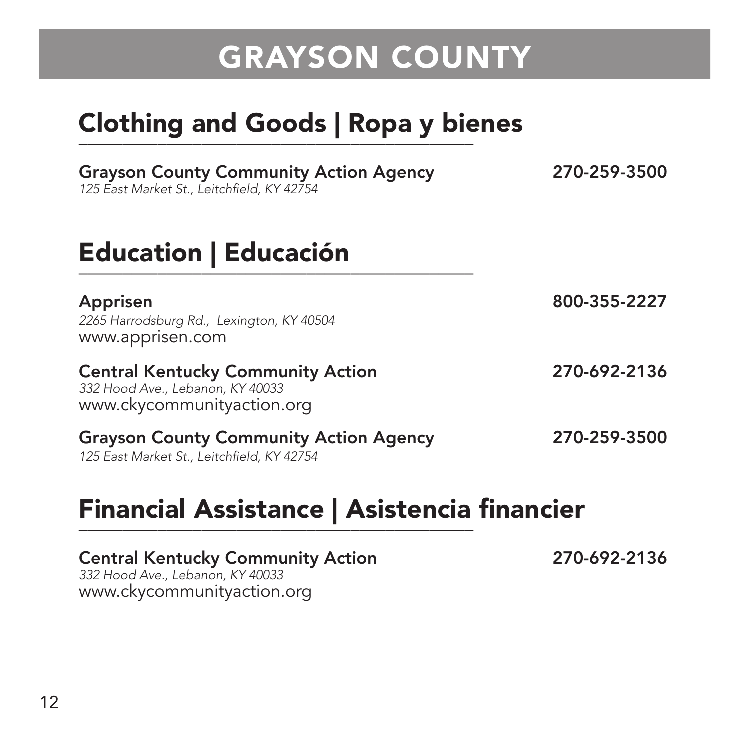# GRAYSON COUNTY

## Clothing and Goods | Ropa y bienes

**Grayson County Community Action Agency** **270-259-3500**
*125 East Market St., Leitchfield, KY 42754*

## Education | Educación

**Apprisen** **800-355-2227**
*2265 Harrodsburg Rd., Lexington, KY 40504*
www.apprisen.com

**Central Kentucky Community Action** **270-692-2136**
*332 Hood Ave., Lebanon, KY 40033*
www.ckycommunityaction.org

**Grayson County Community Action Agency** **270-259-3500**
*125 East Market St., Leitchfield, KY 42754*

## Financial Assistance | Asistencia financier

**Central Kentucky Community Action** **270-692-2136**
*332 Hood Ave., Lebanon, KY 40033*
www.ckycommunityaction.org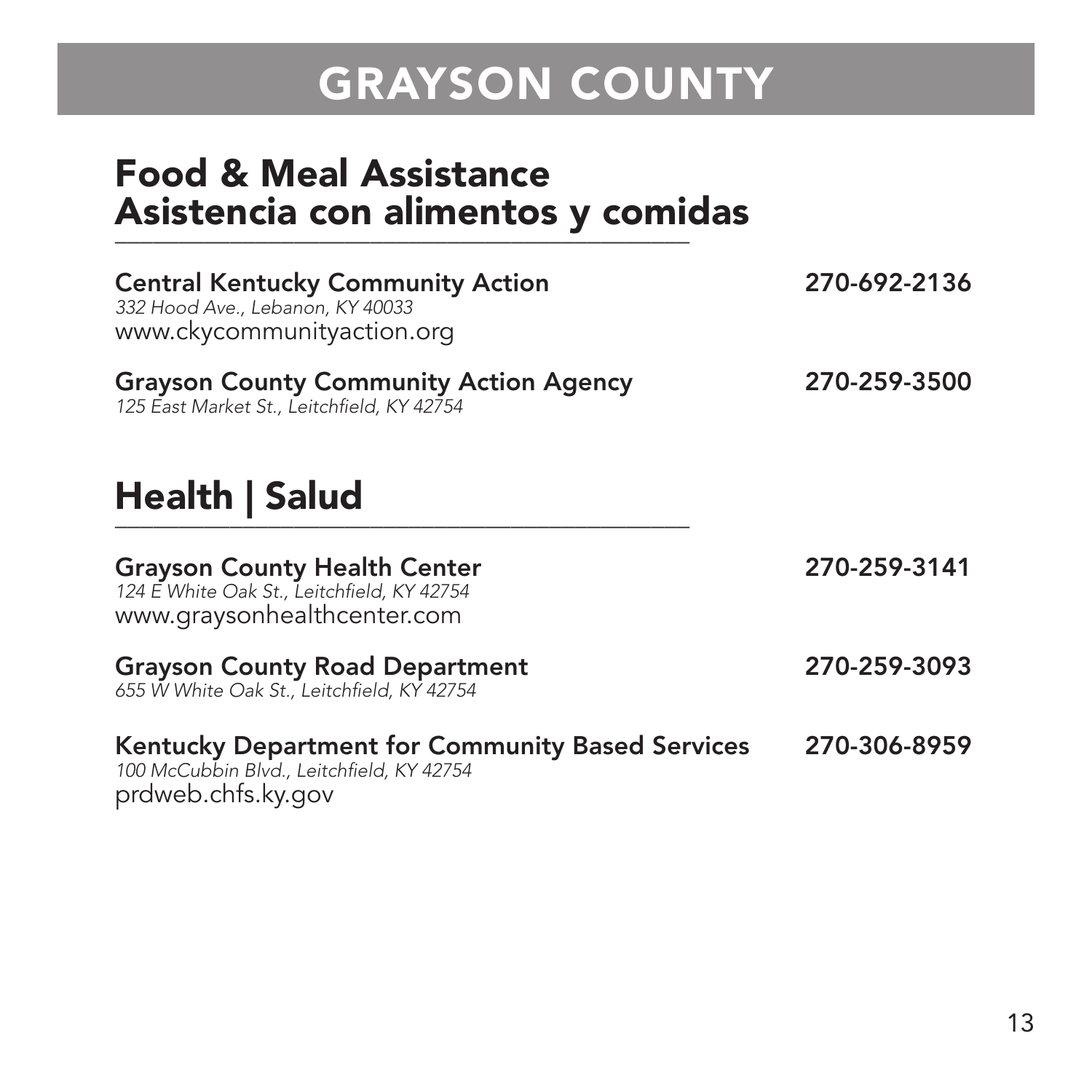# GRAYSON COUNTY

## Food & Meal Assistance
## Asistencia con alimentos y comidas

**Central Kentucky Community Action** — **270-692-2136**
*332 Hood Ave., Lebanon, KY 40033*
www.ckycommunityaction.org

**Grayson County Community Action Agency** — **270-259-3500**
*125 East Market St., Leitchfield, KY 42754*

## Health | Salud

**Grayson County Health Center** — **270-259-3141**
*124 E White Oak St., Leitchfield, KY 42754*
www.graysonhealthcenter.com

**Grayson County Road Department** — **270-259-3093**
*655 W White Oak St., Leitchfield, KY 42754*

**Kentucky Department for Community Based Services** — **270-306-8959**
*100 McCubbin Blvd., Leitchfield, KY 42754*
prdweb.chfs.ky.gov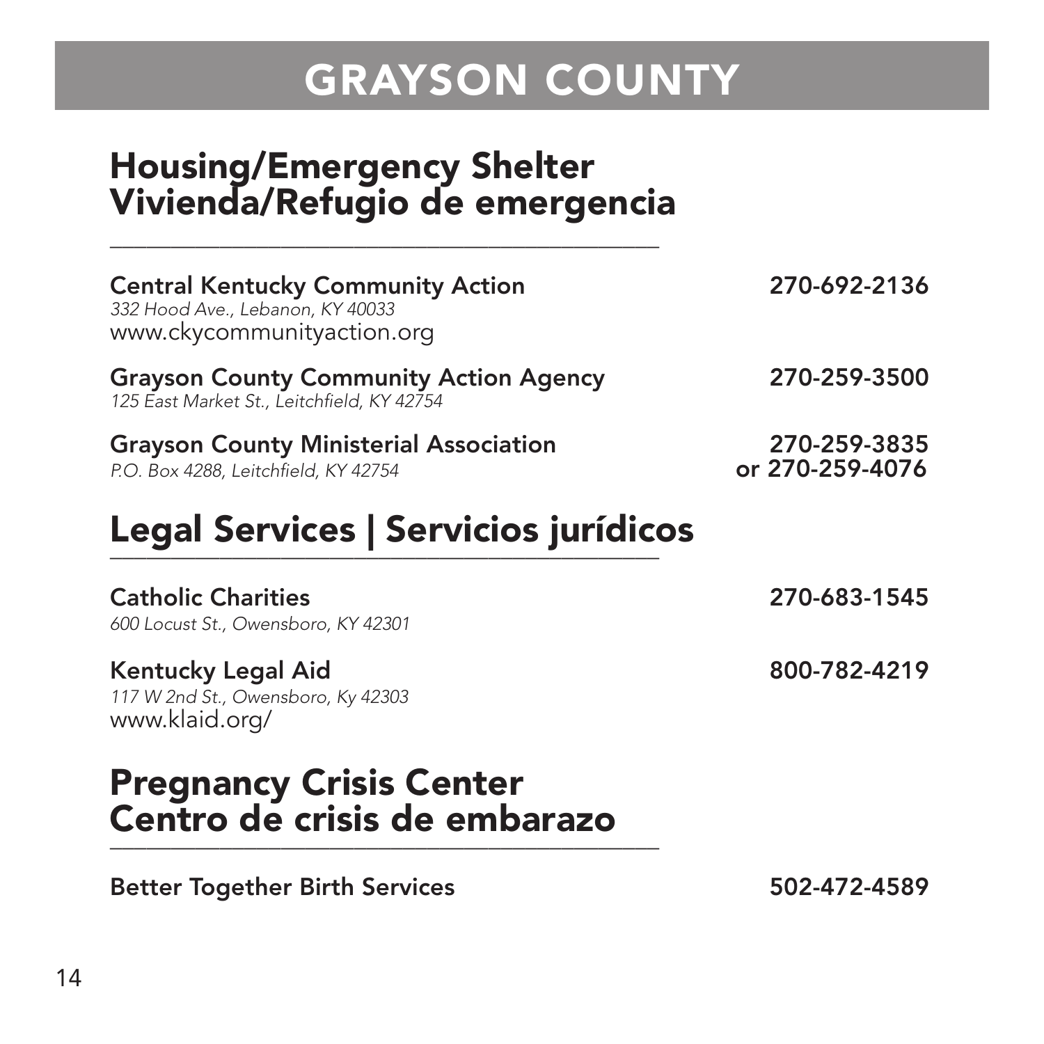# GRAYSON COUNTY

## Housing/Emergency Shelter
## Vivienda/Refugio de emergencia

**Central Kentucky Community Action** — **270-692-2136**
*332 Hood Ave., Lebanon, KY 40033*
www.ckycommunityaction.org

**Grayson County Community Action Agency** — **270-259-3500**
*125 East Market St., Leitchfield, KY 42754*

**Grayson County Ministerial Association** — **270-259-3835 or 270-259-4076**
*P.O. Box 4288, Leitchfield, KY 42754*

## Legal Services | Servicios jurídicos

**Catholic Charities** — **270-683-1545**
*600 Locust St., Owensboro, KY 42301*

**Kentucky Legal Aid** — **800-782-4219**
*117 W 2nd St., Owensboro, Ky 42303*
www.klaid.org/

## Pregnancy Crisis Center
## Centro de crisis de embarazo

**Better Together Birth Services** — **502-472-4589**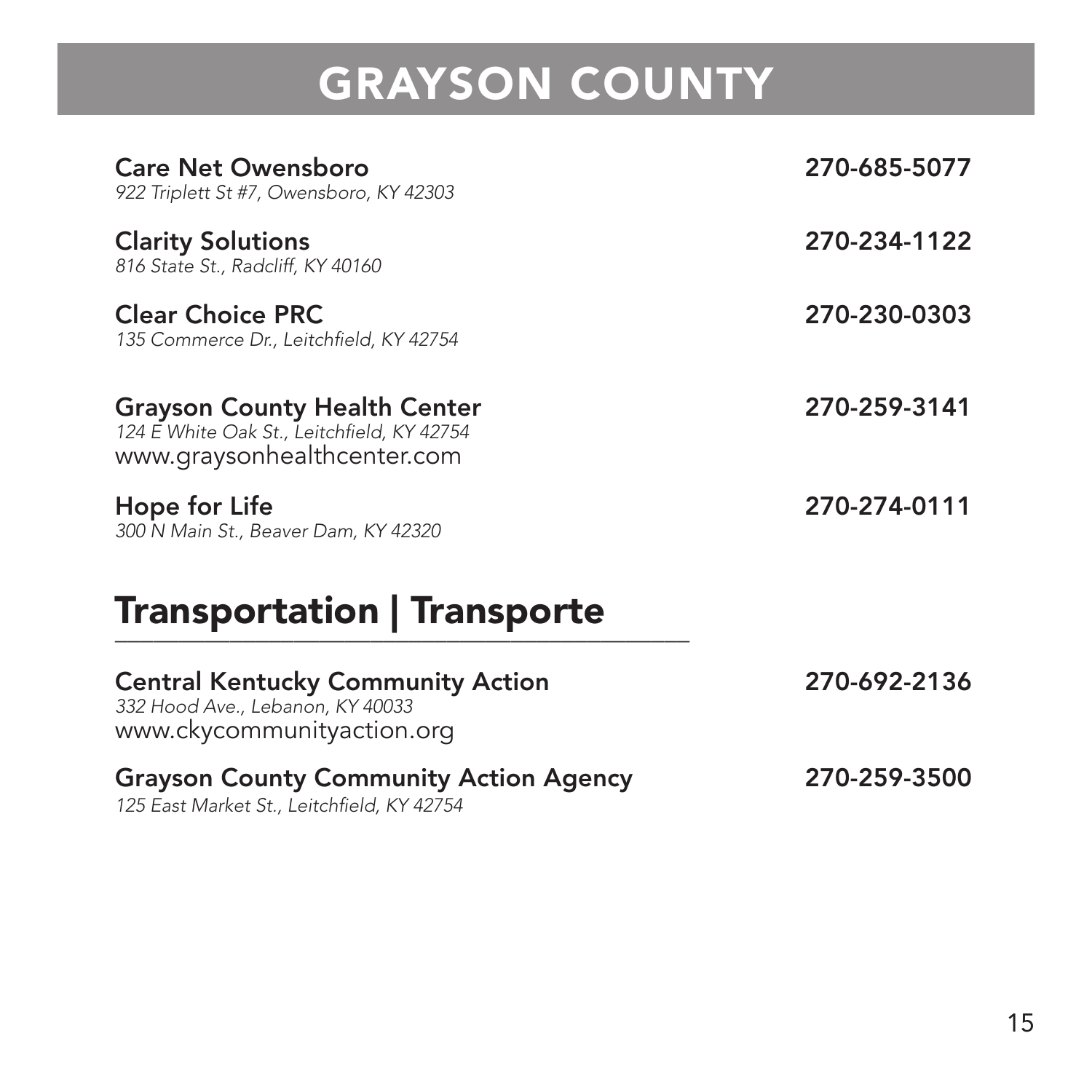# GRAYSON COUNTY

**Care Net Owensboro** — **270-685-5077**
*922 Triplett St #7, Owensboro, KY 42303*

**Clarity Solutions** — **270-234-1122**
*816 State St., Radcliff, KY 40160*

**Clear Choice PRC** — **270-230-0303**
*135 Commerce Dr., Leitchfield, KY 42754*

**Grayson County Health Center** — **270-259-3141**
*124 E White Oak St., Leitchfield, KY 42754*
www.graysonhealthcenter.com

**Hope for Life** — **270-274-0111**
*300 N Main St., Beaver Dam, KY 42320*

## Transportation | Transporte

**Central Kentucky Community Action** — **270-692-2136**
*332 Hood Ave., Lebanon, KY 40033*
www.ckycommunityaction.org

**Grayson County Community Action Agency** — **270-259-3500**
*125 East Market St., Leitchfield, KY 42754*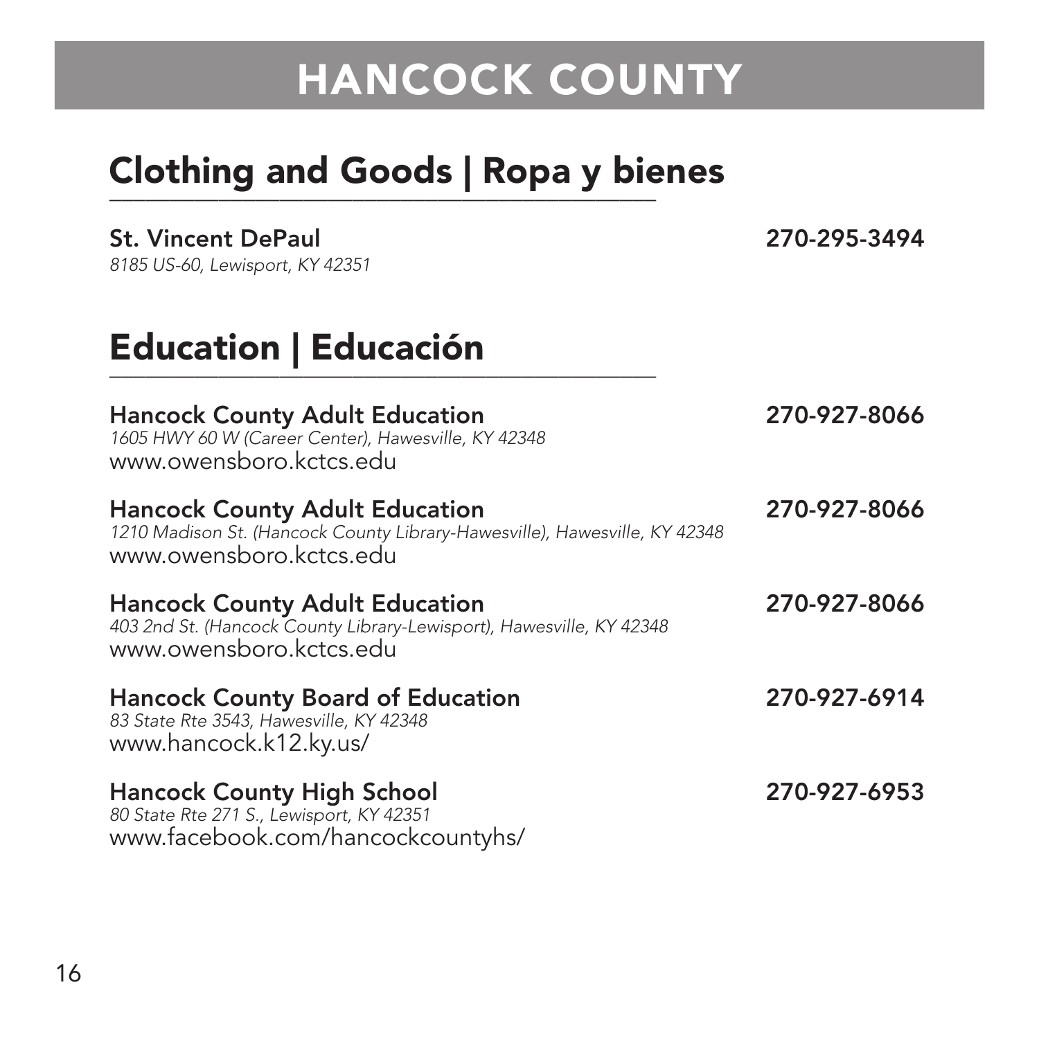# HANCOCK COUNTY

## Clothing and Goods | Ropa y bienes

**St. Vincent DePaul** — **270-295-3494**
*8185 US-60, Lewisport, KY 42351*

## Education | Educación

**Hancock County Adult Education** — **270-927-8066**
*1605 HWY 60 W (Career Center), Hawesville, KY 42348*
www.owensboro.kctcs.edu

**Hancock County Adult Education** — **270-927-8066**
*1210 Madison St. (Hancock County Library-Hawesville), Hawesville, KY 42348*
www.owensboro.kctcs.edu

**Hancock County Adult Education** — **270-927-8066**
*403 2nd St. (Hancock County Library-Lewisport), Hawesville, KY 42348*
www.owensboro.kctcs.edu

**Hancock County Board of Education** — **270-927-6914**
*83 State Rte 3543, Hawesville, KY 42348*
www.hancock.k12.ky.us/

**Hancock County High School** — **270-927-6953**
*80 State Rte 271 S., Lewisport, KY 42351*
www.facebook.com/hancockcountyhs/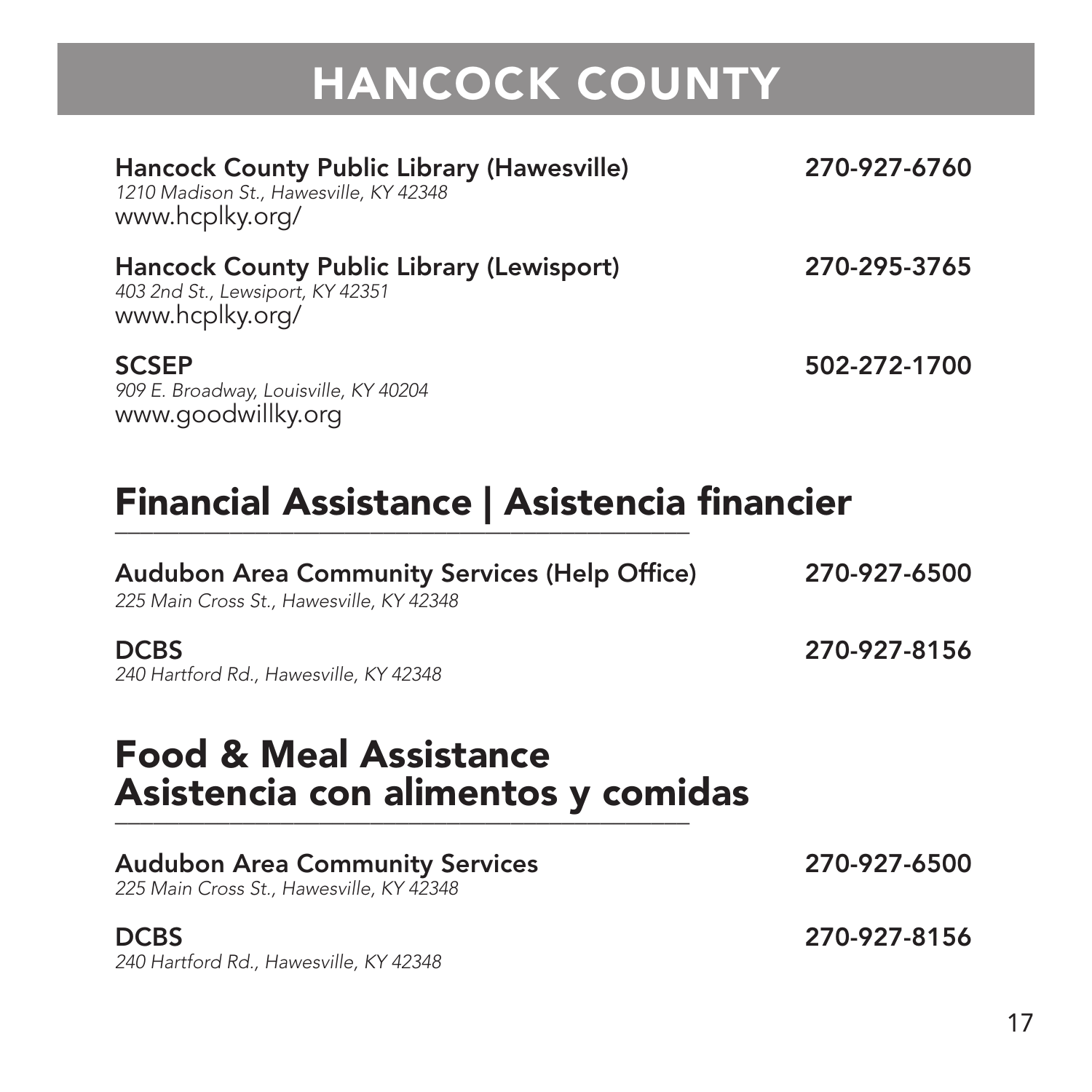# HANCOCK COUNTY

**Hancock County Public Library (Hawesville)** **270-927-6760**
*1210 Madison St., Hawesville, KY 42348*
www.hcplky.org/

**Hancock County Public Library (Lewisport)** **270-295-3765**
*403 2nd St., Lewsiport, KY 42351*
www.hcplky.org/

**SCSEP** **502-272-1700**
*909 E. Broadway, Louisville, KY 40204*
www.goodwillky.org

## Financial Assistance | Asistencia financier

**Audubon Area Community Services (Help Office)** **270-927-6500**
*225 Main Cross St., Hawesville, KY 42348*

**DCBS** **270-927-8156**
*240 Hartford Rd., Hawesville, KY 42348*

## Food & Meal Assistance Asistencia con alimentos y comidas

**Audubon Area Community Services** **270-927-6500**
*225 Main Cross St., Hawesville, KY 42348*

**DCBS** **270-927-8156**
*240 Hartford Rd., Hawesville, KY 42348*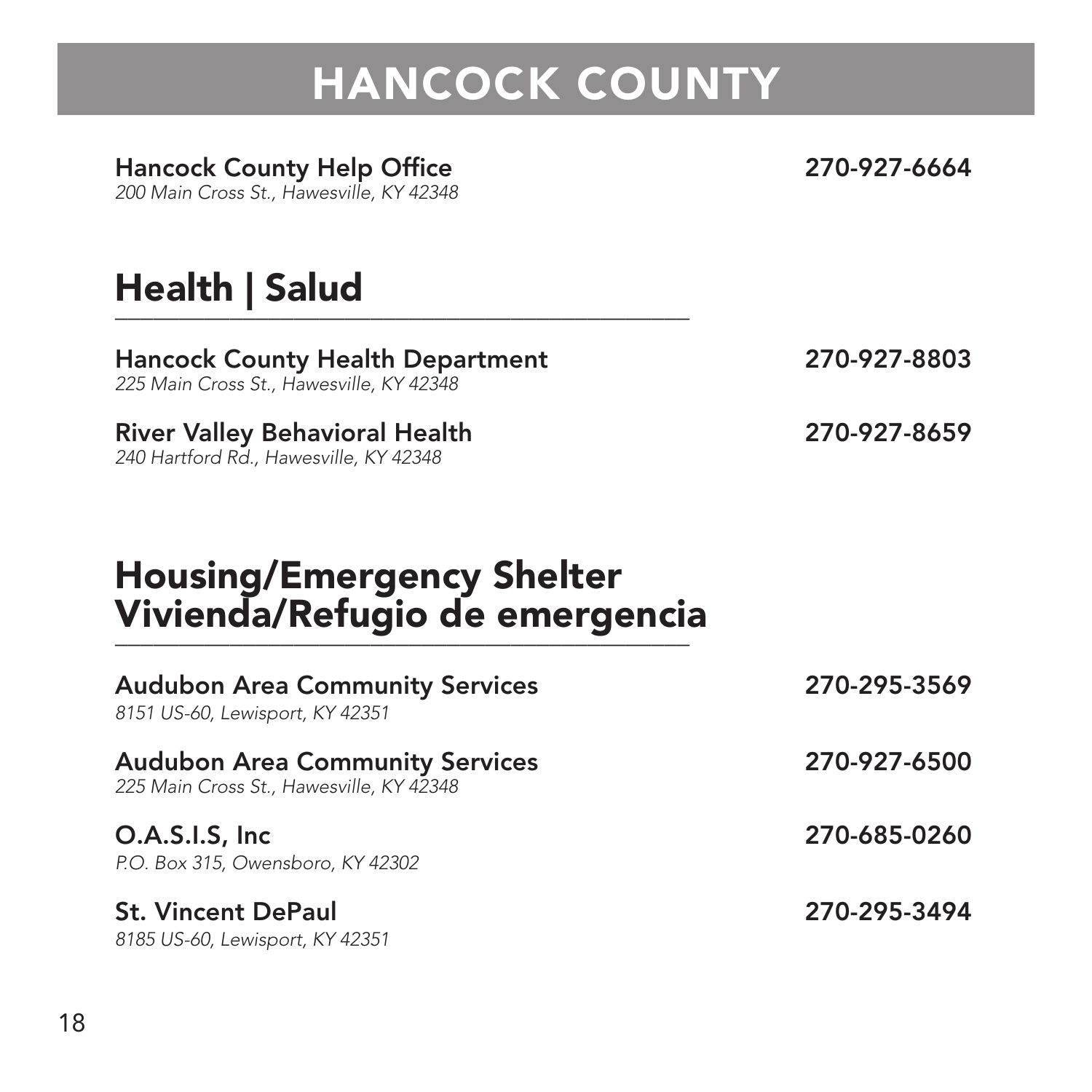# HANCOCK COUNTY

**Hancock County Help Office** — **270-927-6664**
*200 Main Cross St., Hawesville, KY 42348*

## Health | Salud

**Hancock County Health Department** — **270-927-8803**
*225 Main Cross St., Hawesville, KY 42348*

**River Valley Behavioral Health** — **270-927-8659**
*240 Hartford Rd., Hawesville, KY 42348*

## Housing/Emergency Shelter Vivienda/Refugio de emergencia

**Audubon Area Community Services** — **270-295-3569**
*8151 US-60, Lewisport, KY 42351*

**Audubon Area Community Services** — **270-927-6500**
*225 Main Cross St., Hawesville, KY 42348*

**O.A.S.I.S, Inc** — **270-685-0260**
*P.O. Box 315, Owensboro, KY 42302*

**St. Vincent DePaul** — **270-295-3494**
*8185 US-60, Lewisport, KY 42351*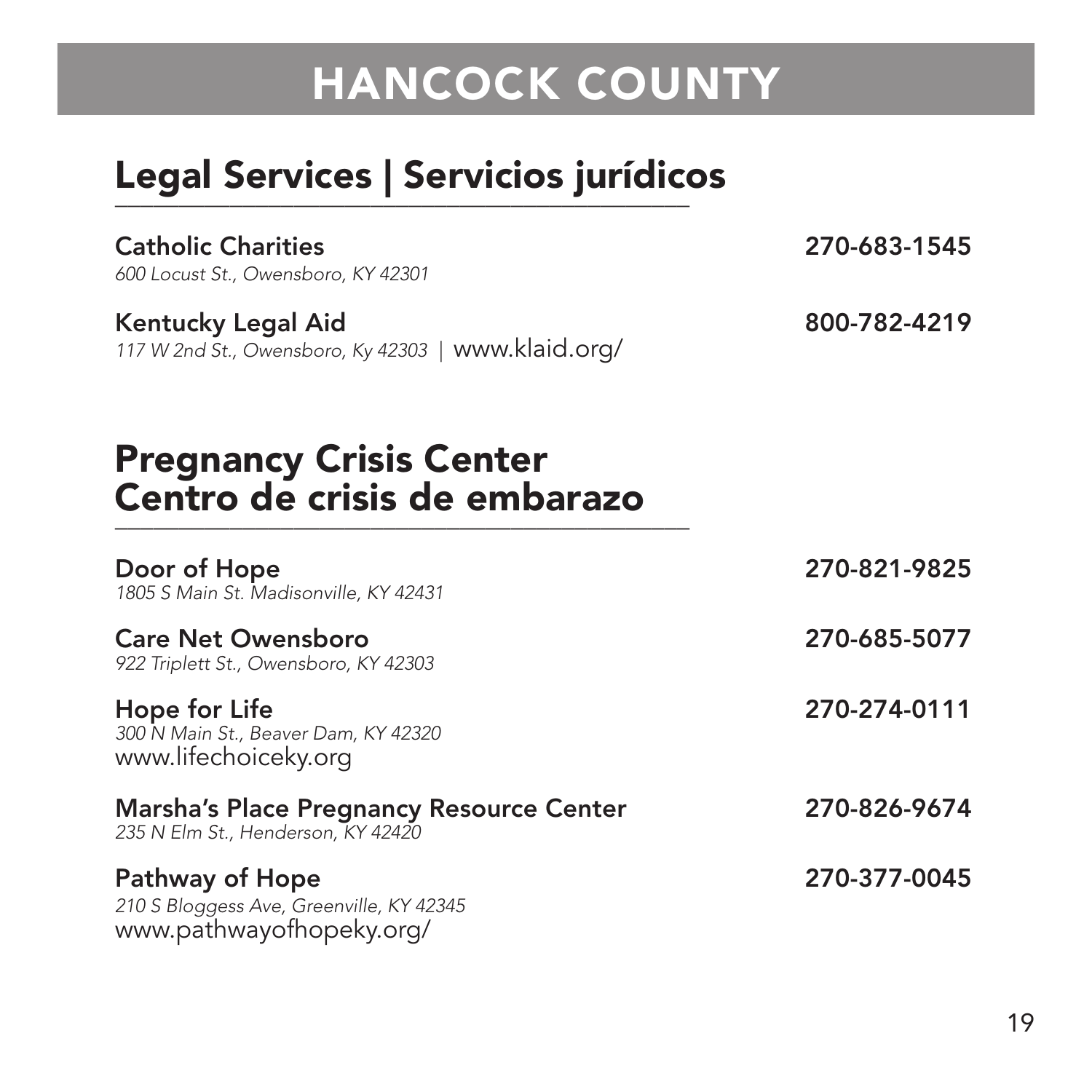# HANCOCK COUNTY

## Legal Services | Servicios jurídicos

**Catholic Charities** — **270-683-1545**
*600 Locust St., Owensboro, KY 42301*

**Kentucky Legal Aid** — **800-782-4219**
*117 W 2nd St., Owensboro, Ky 42303* | www.klaid.org/

## Pregnancy Crisis Center
## Centro de crisis de embarazo

**Door of Hope** — **270-821-9825**
*1805 S Main St. Madisonville, KY 42431*

**Care Net Owensboro** — **270-685-5077**
*922 Triplett St., Owensboro, KY 42303*

**Hope for Life** — **270-274-0111**
*300 N Main St., Beaver Dam, KY 42320*
www.lifechoiceky.org

**Marsha's Place Pregnancy Resource Center** — **270-826-9674**
*235 N Elm St., Henderson, KY 42420*

**Pathway of Hope** — **270-377-0045**
*210 S Bloggess Ave, Greenville, KY 42345*
www.pathwayofhopeky.org/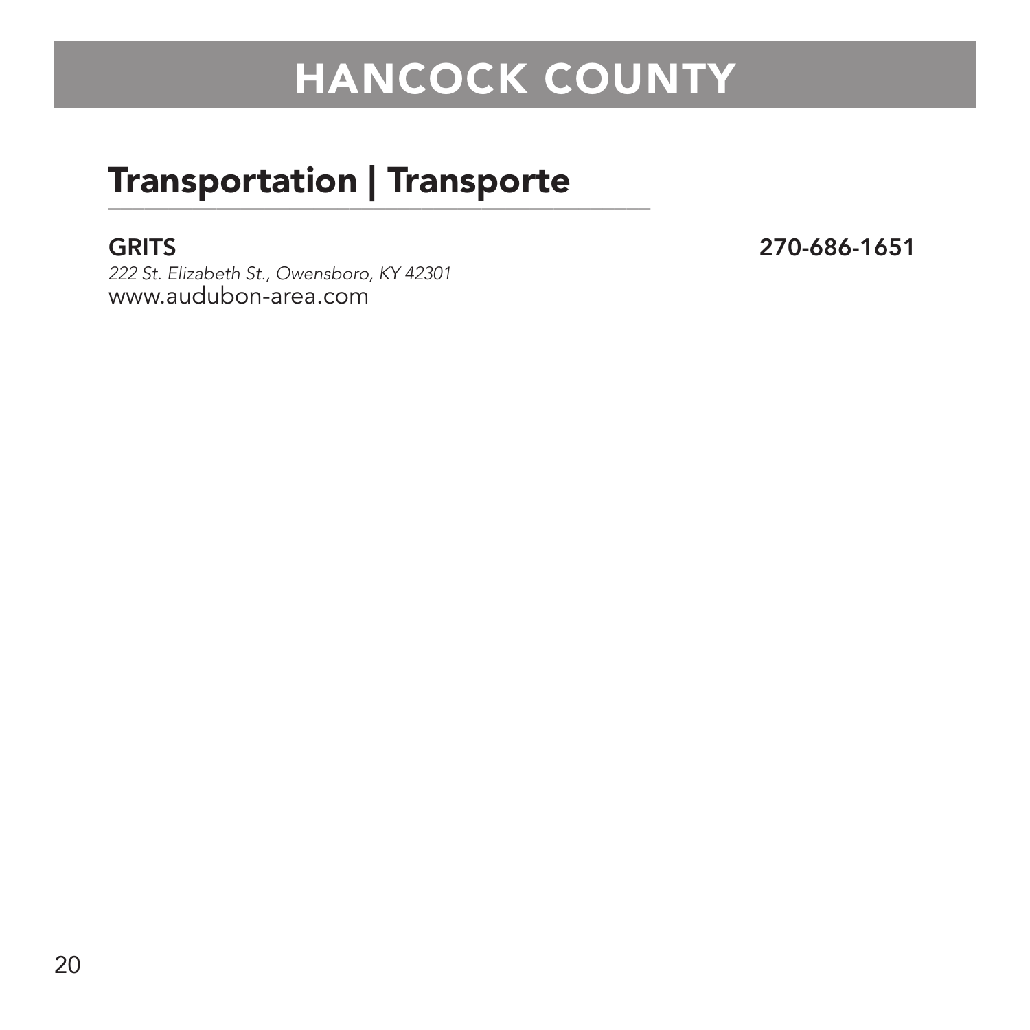# HANCOCK COUNTY

## Transportation | Transporte

**GRITS** **270-686-1651**
*222 St. Elizabeth St., Owensboro, KY 42301*
www.audubon-area.com